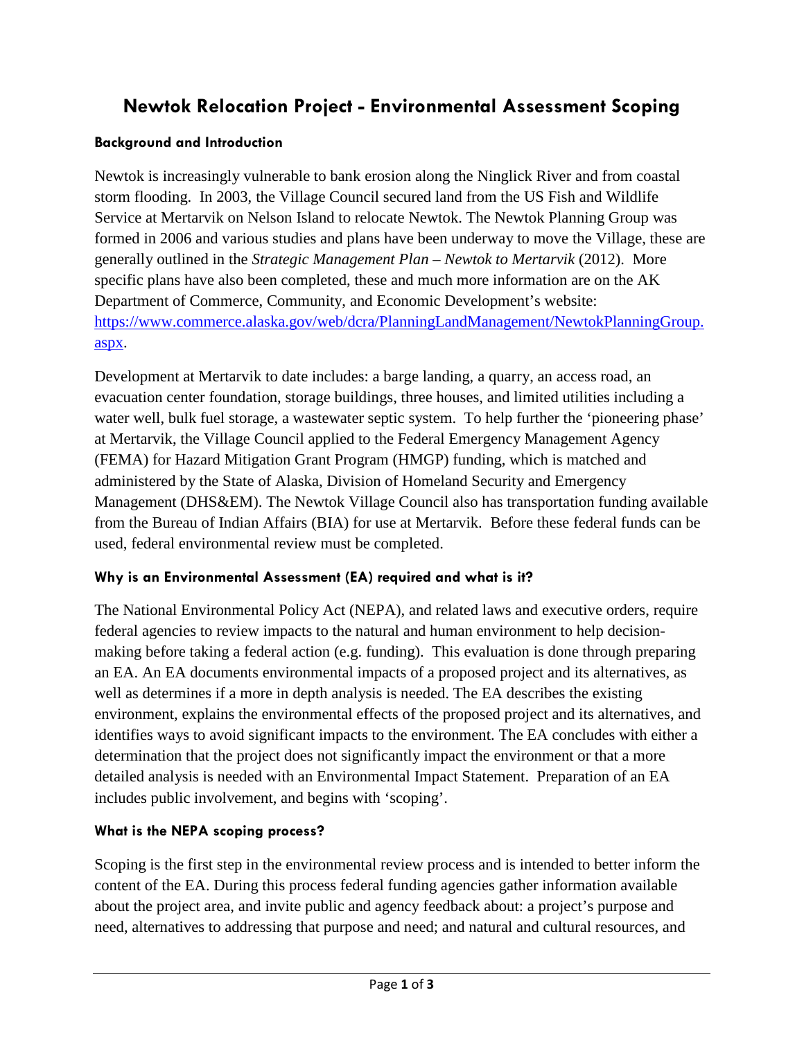# Newtok Relocation Project - Environmental Assessment Scoping

### Background and Introduction

Newtok is increasingly vulnerable to bank erosion along the Ninglick River and from coastal storm flooding. In 2003, the Village Council secured land from the US Fish and Wildlife Service at Mertarvik on Nelson Island to relocate Newtok. The Newtok Planning Group was formed in 2006 and various studies and plans have been underway to move the Village, these are generally outlined in the *Strategic Management Plan – Newtok to Mertarvik* (2012). More specific plans have also been completed, these and much more information are on the AK Department of Commerce, Community, and Economic Development's website: [https://www.commerce.alaska.gov/web/dcra/PlanningLandManagement/NewtokPlanningGroup.aspx](https://www.commerce.alaska.gov/web/dcra/PlanningLandManagement/NewtokPlanningGroup.aspx).

Development at Mertarvik to date includes: a barge landing, a quarry, an access road, an evacuation center foundation, storage buildings, three houses, and limited utilities including a water well, bulk fuel storage, a wastewater septic system. To help further the 'pioneering phase' at Mertarvik, the Village Council applied to the Federal Emergency Management Agency (FEMA) for Hazard Mitigation Grant Program (HMGP) funding, which is matched and administered by the State of Alaska, Division of Homeland Security and Emergency Management (DHS&EM). The Newtok Village Council also has transportation funding available from the Bureau of Indian Affairs (BIA) for use at Mertarvik. Before these federal funds can be used, federal environmental review must be completed.

### Why is an Environmental Assessment (EA) required and what is it?

The National Environmental Policy Act (NEPA), and related laws and executive orders, require federal agencies to review impacts to the natural and human environment to help decision-making before taking a federal action (e.g. funding). This evaluation is done through preparing an EA. An EA documents environmental impacts of a proposed project and its alternatives, as well as determines if a more in depth analysis is needed. The EA describes the existing environment, explains the environmental effects of the proposed project and its alternatives, and identifies ways to avoid significant impacts to the environment. The EA concludes with either a determination that the project does not significantly impact the environment or that a more detailed analysis is needed with an Environmental Impact Statement. Preparation of an EA includes public involvement, and begins with 'scoping'.

### What is the NEPA scoping process?

Scoping is the first step in the environmental review process and is intended to better inform the content of the EA. During this process federal funding agencies gather information available about the project area, and invite public and agency feedback about: a project's purpose and need, alternatives to addressing that purpose and need; and natural and cultural resources, and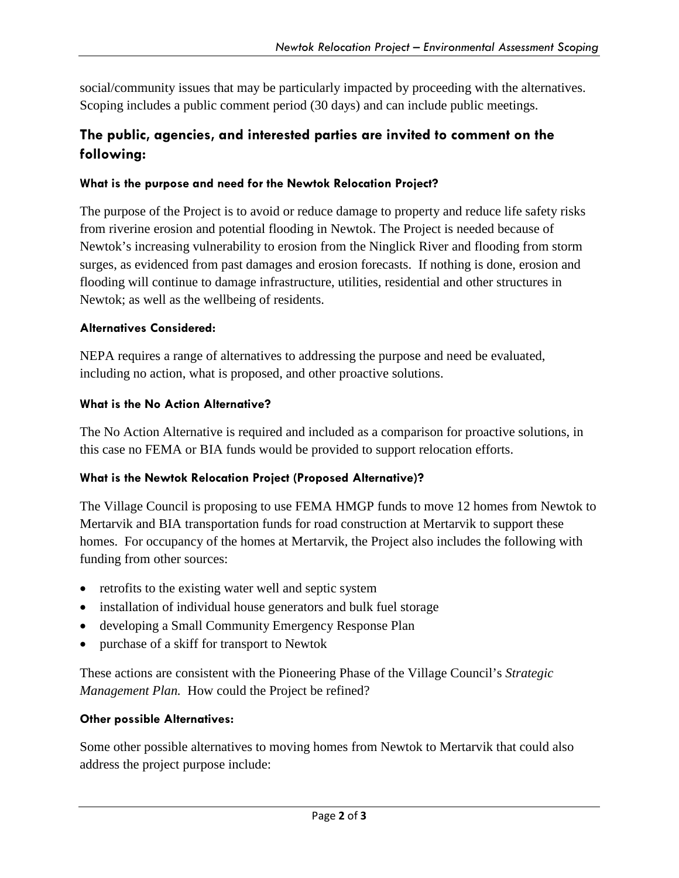social/community issues that may be particularly impacted by proceeding with the alternatives. Scoping includes a public comment period (30 days) and can include public meetings.

## The public, agencies, and interested parties are invited to comment on the following:

### What is the purpose and need for the Newtok Relocation Project?

The purpose of the Project is to avoid or reduce damage to property and reduce life safety risks from riverine erosion and potential flooding in Newtok. The Project is needed because of Newtok's increasing vulnerability to erosion from the Ninglick River and flooding from storm surges, as evidenced from past damages and erosion forecasts. If nothing is done, erosion and flooding will continue to damage infrastructure, utilities, residential and other structures in Newtok; as well as the wellbeing of residents.

### Alternatives Considered:

NEPA requires a range of alternatives to addressing the purpose and need be evaluated, including no action, what is proposed, and other proactive solutions.

### What is the No Action Alternative?

The No Action Alternative is required and included as a comparison for proactive solutions, in this case no FEMA or BIA funds would be provided to support relocation efforts.

### What is the Newtok Relocation Project (Proposed Alternative)?

The Village Council is proposing to use FEMA HMGP funds to move 12 homes from Newtok to Mertarvik and BIA transportation funds for road construction at Mertarvik to support these homes. For occupancy of the homes at Mertarvik, the Project also includes the following with funding from other sources:

- retrofits to the existing water well and septic system
- installation of individual house generators and bulk fuel storage
- developing a Small Community Emergency Response Plan
- purchase of a skiff for transport to Newtok

These actions are consistent with the Pioneering Phase of the Village Council's *Strategic Management Plan.* How could the Project be refined?

### Other possible Alternatives:

Some other possible alternatives to moving homes from Newtok to Mertarvik that could also address the project purpose include: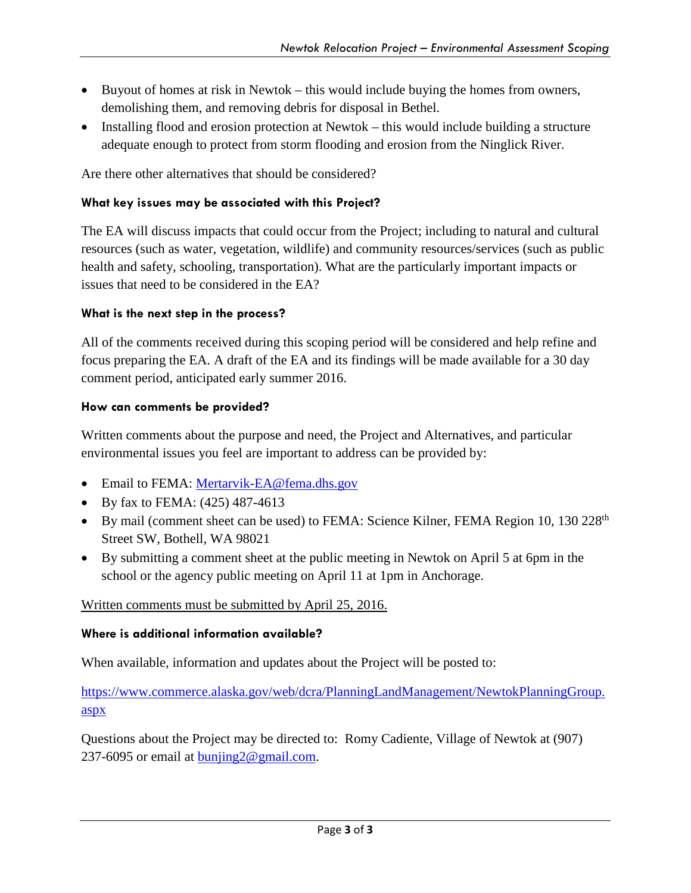- Buyout of homes at risk in Newtok – this would include buying the homes from owners, demolishing them, and removing debris for disposal in Bethel.
- Installing flood and erosion protection at Newtok – this would include building a structure adequate enough to protect from storm flooding and erosion from the Ninglick River.

Are there other alternatives that should be considered?

### What key issues may be associated with this Project?

The EA will discuss impacts that could occur from the Project; including to natural and cultural resources (such as water, vegetation, wildlife) and community resources/services (such as public health and safety, schooling, transportation). What are the particularly important impacts or issues that need to be considered in the EA?

### What is the next step in the process?

All of the comments received during this scoping period will be considered and help refine and focus preparing the EA. A draft of the EA and its findings will be made available for a 30 day comment period, anticipated early summer 2016.

### How can comments be provided?

Written comments about the purpose and need, the Project and Alternatives, and particular environmental issues you feel are important to address can be provided by:

- Email to FEMA: [Mertarvik-EA@fema.dhs.gov](mailto:Mertarvik-EA@fema.dhs.gov)
- By fax to FEMA: (425) 487-4613
- By mail (comment sheet can be used) to FEMA: Science Kilner, FEMA Region 10, 130 228th Street SW, Bothell, WA 98021
- By submitting a comment sheet at the public meeting in Newtok on April 5 at 6pm in the school or the agency public meeting on April 11 at 1pm in Anchorage.

Written comments must be submitted by April 25, 2016.

### Where is additional information available?

When available, information and updates about the Project will be posted to:

[https://www.commerce.alaska.gov/web/dcra/PlanningLandManagement/NewtokPlanningGroup.aspx](https://www.commerce.alaska.gov/web/dcra/PlanningLandManagement/NewtokPlanningGroup.aspx)

Questions about the Project may be directed to: Romy Cadiente, Village of Newtok at (907) 237-6095 or email at [bunjing2@gmail.com](mailto:bunjing2@gmail.com).